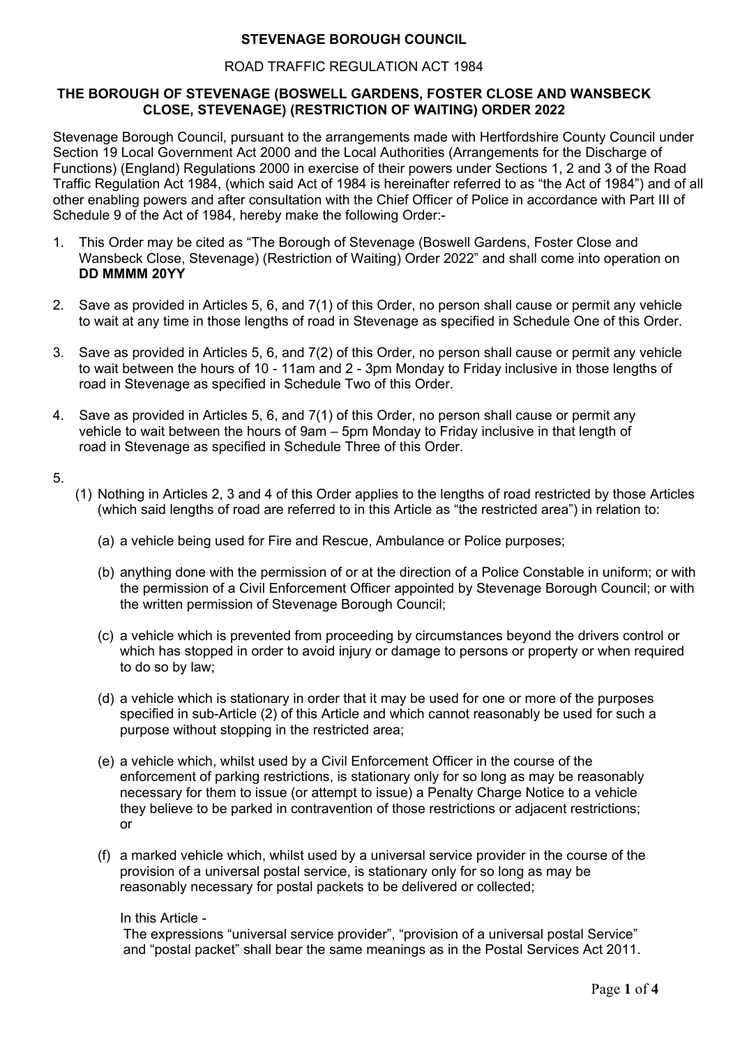**STEVENAGE BOROUGH COUNCIL**

ROAD TRAFFIC REGULATION ACT 1984

**THE BOROUGH OF STEVENAGE (BOSWELL GARDENS, FOSTER CLOSE AND WANSBECK CLOSE, STEVENAGE) (RESTRICTION OF WAITING) ORDER 2022**

Stevenage Borough Council, pursuant to the arrangements made with Hertfordshire County Council under Section 19 Local Government Act 2000 and the Local Authorities (Arrangements for the Discharge of Functions) (England) Regulations 2000 in exercise of their powers under Sections 1, 2 and 3 of the Road Traffic Regulation Act 1984, (which said Act of 1984 is hereinafter referred to as "the Act of 1984") and of all other enabling powers and after consultation with the Chief Officer of Police in accordance with Part III of Schedule 9 of the Act of 1984, hereby make the following Order:-

1. This Order may be cited as "The Borough of Stevenage (Boswell Gardens, Foster Close and Wansbeck Close, Stevenage) (Restriction of Waiting) Order 2022" and shall come into operation on **DD MMMM 20YY**

2. Save as provided in Articles 5, 6, and 7(1) of this Order, no person shall cause or permit any vehicle to wait at any time in those lengths of road in Stevenage as specified in Schedule One of this Order.

3. Save as provided in Articles 5, 6, and 7(2) of this Order, no person shall cause or permit any vehicle to wait between the hours of 10 - 11am and 2 - 3pm Monday to Friday inclusive in those lengths of road in Stevenage as specified in Schedule Two of this Order.

4. Save as provided in Articles 5, 6, and 7(1) of this Order, no person shall cause or permit any vehicle to wait between the hours of 9am – 5pm Monday to Friday inclusive in that length of road in Stevenage as specified in Schedule Three of this Order.

5.
   (1) Nothing in Articles 2, 3 and 4 of this Order applies to the lengths of road restricted by those Articles (which said lengths of road are referred to in this Article as "the restricted area") in relation to:

   (a) a vehicle being used for Fire and Rescue, Ambulance or Police purposes;

   (b) anything done with the permission of or at the direction of a Police Constable in uniform; or with the permission of a Civil Enforcement Officer appointed by Stevenage Borough Council; or with the written permission of Stevenage Borough Council;

   (c) a vehicle which is prevented from proceeding by circumstances beyond the drivers control or which has stopped in order to avoid injury or damage to persons or property or when required to do so by law;

   (d) a vehicle which is stationary in order that it may be used for one or more of the purposes specified in sub-Article (2) of this Article and which cannot reasonably be used for such a purpose without stopping in the restricted area;

   (e) a vehicle which, whilst used by a Civil Enforcement Officer in the course of the enforcement of parking restrictions, is stationary only for so long as may be reasonably necessary for them to issue (or attempt to issue) a Penalty Charge Notice to a vehicle they believe to be parked in contravention of those restrictions or adjacent restrictions; or

   (f) a marked vehicle which, whilst used by a universal service provider in the course of the provision of a universal postal service, is stationary only for so long as may be reasonably necessary for postal packets to be delivered or collected;

   In this Article -
   The expressions "universal service provider", "provision of a universal postal Service" and "postal packet" shall bear the same meanings as in the Postal Services Act 2011.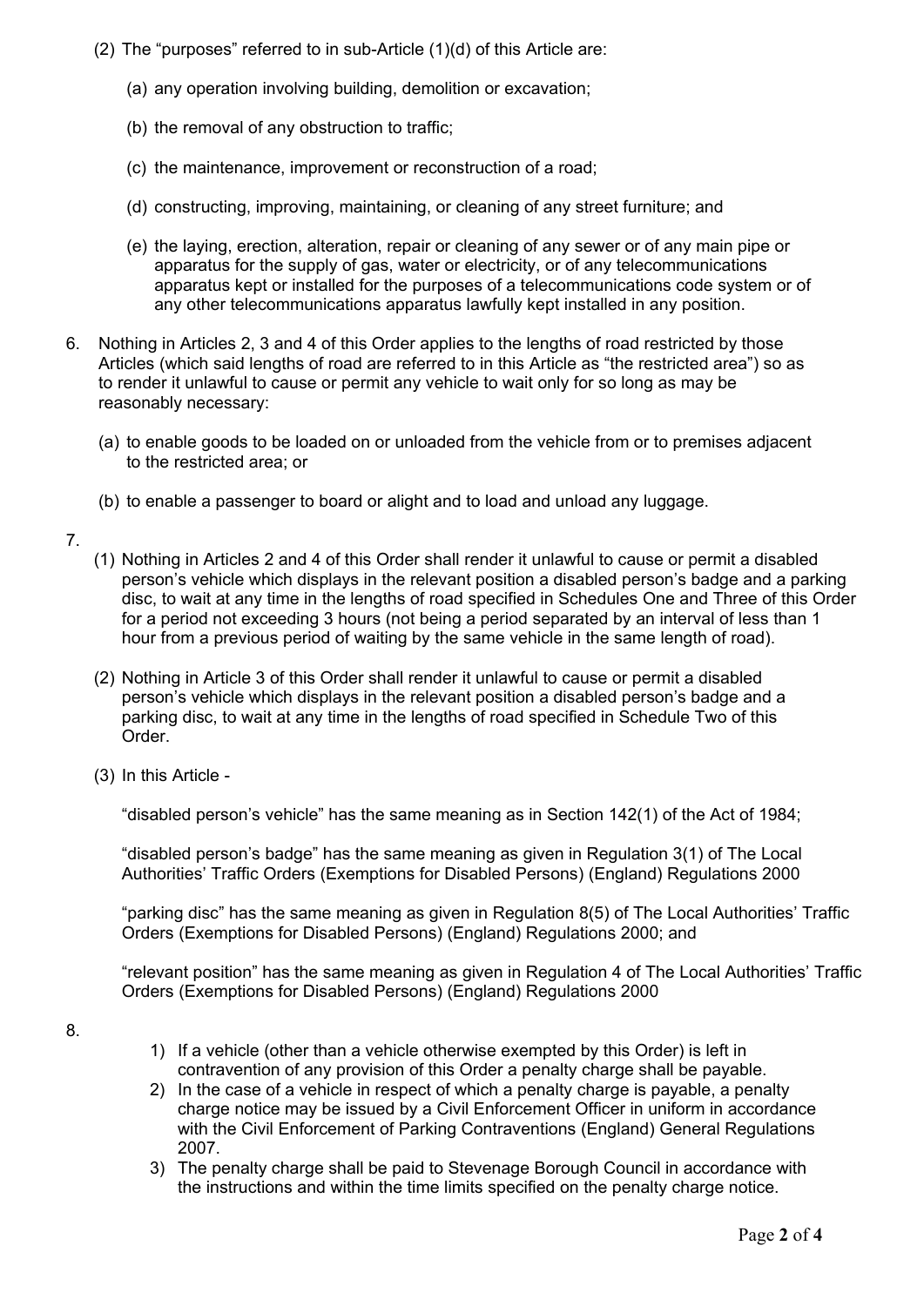(2) The "purposes" referred to in sub-Article (1)(d) of this Article are:

(a) any operation involving building, demolition or excavation;

(b) the removal of any obstruction to traffic;

(c) the maintenance, improvement or reconstruction of a road;

(d) constructing, improving, maintaining, or cleaning of any street furniture; and

(e) the laying, erection, alteration, repair or cleaning of any sewer or of any main pipe or apparatus for the supply of gas, water or electricity, or of any telecommunications apparatus kept or installed for the purposes of a telecommunications code system or of any other telecommunications apparatus lawfully kept installed in any position.

6. Nothing in Articles 2, 3 and 4 of this Order applies to the lengths of road restricted by those Articles (which said lengths of road are referred to in this Article as "the restricted area") so as to render it unlawful to cause or permit any vehicle to wait only for so long as may be reasonably necessary:

(a) to enable goods to be loaded on or unloaded from the vehicle from or to premises adjacent to the restricted area; or

(b) to enable a passenger to board or alight and to load and unload any luggage.

7.

(1) Nothing in Articles 2 and 4 of this Order shall render it unlawful to cause or permit a disabled person's vehicle which displays in the relevant position a disabled person's badge and a parking disc, to wait at any time in the lengths of road specified in Schedules One and Three of this Order for a period not exceeding 3 hours (not being a period separated by an interval of less than 1 hour from a previous period of waiting by the same vehicle in the same length of road).

(2) Nothing in Article 3 of this Order shall render it unlawful to cause or permit a disabled person's vehicle which displays in the relevant position a disabled person's badge and a parking disc, to wait at any time in the lengths of road specified in Schedule Two of this Order.

(3) In this Article -

"disabled person's vehicle" has the same meaning as in Section 142(1) of the Act of 1984;

"disabled person's badge" has the same meaning as given in Regulation 3(1) of The Local Authorities' Traffic Orders (Exemptions for Disabled Persons) (England) Regulations 2000

"parking disc" has the same meaning as given in Regulation 8(5) of The Local Authorities' Traffic Orders (Exemptions for Disabled Persons) (England) Regulations 2000; and

"relevant position" has the same meaning as given in Regulation 4 of The Local Authorities' Traffic Orders (Exemptions for Disabled Persons) (England) Regulations 2000

8.

1) If a vehicle (other than a vehicle otherwise exempted by this Order) is left in contravention of any provision of this Order a penalty charge shall be payable.
2) In the case of a vehicle in respect of which a penalty charge is payable, a penalty charge notice may be issued by a Civil Enforcement Officer in uniform in accordance with the Civil Enforcement of Parking Contraventions (England) General Regulations 2007.
3) The penalty charge shall be paid to Stevenage Borough Council in accordance with the instructions and within the time limits specified on the penalty charge notice.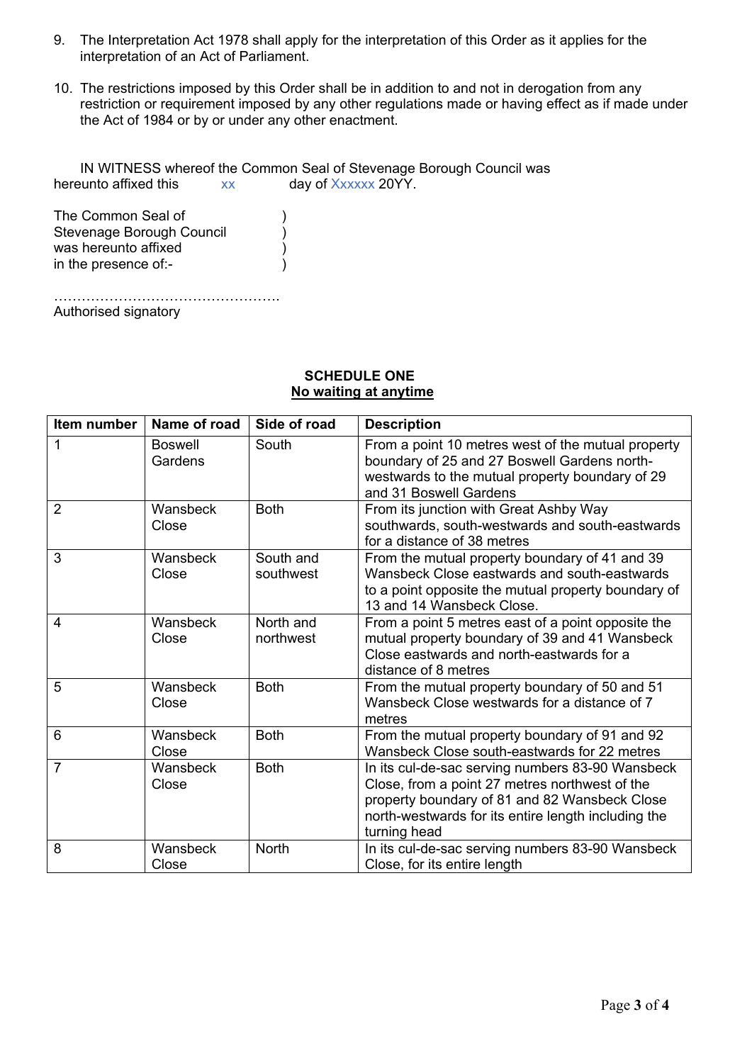9. The Interpretation Act 1978 shall apply for the interpretation of this Order as it applies for the interpretation of an Act of Parliament.

10. The restrictions imposed by this Order shall be in addition to and not in derogation from any restriction or requirement imposed by any other regulations made or having effect as if made under the Act of 1984 or by or under any other enactment.

IN WITNESS whereof the Common Seal of Stevenage Borough Council was hereunto affixed this xx day of Xxxxxx 20YY.

The Common Seal of )
Stevenage Borough Council )
was hereunto affixed )
in the presence of:- )

………………………………………….
Authorised signatory

**SCHEDULE ONE**
**No waiting at anytime**

| Item number | Name of road | Side of road | Description |
|---|---|---|---|
| 1 | Boswell Gardens | South | From a point 10 metres west of the mutual property boundary of 25 and 27 Boswell Gardens north-westwards to the mutual property boundary of 29 and 31 Boswell Gardens |
| 2 | Wansbeck Close | Both | From its junction with Great Ashby Way southwards, south-westwards and south-eastwards for a distance of 38 metres |
| 3 | Wansbeck Close | South and southwest | From the mutual property boundary of 41 and 39 Wansbeck Close eastwards and south-eastwards to a point opposite the mutual property boundary of 13 and 14 Wansbeck Close. |
| 4 | Wansbeck Close | North and northwest | From a point 5 metres east of a point opposite the mutual property boundary of 39 and 41 Wansbeck Close eastwards and north-eastwards for a distance of 8 metres |
| 5 | Wansbeck Close | Both | From the mutual property boundary of 50 and 51 Wansbeck Close westwards for a distance of 7 metres |
| 6 | Wansbeck Close | Both | From the mutual property boundary of 91 and 92 Wansbeck Close south-eastwards for 22 metres |
| 7 | Wansbeck Close | Both | In its cul-de-sac serving numbers 83-90 Wansbeck Close, from a point 27 metres northwest of the property boundary of 81 and 82 Wansbeck Close north-westwards for its entire length including the turning head |
| 8 | Wansbeck Close | North | In its cul-de-sac serving numbers 83-90 Wansbeck Close, for its entire length |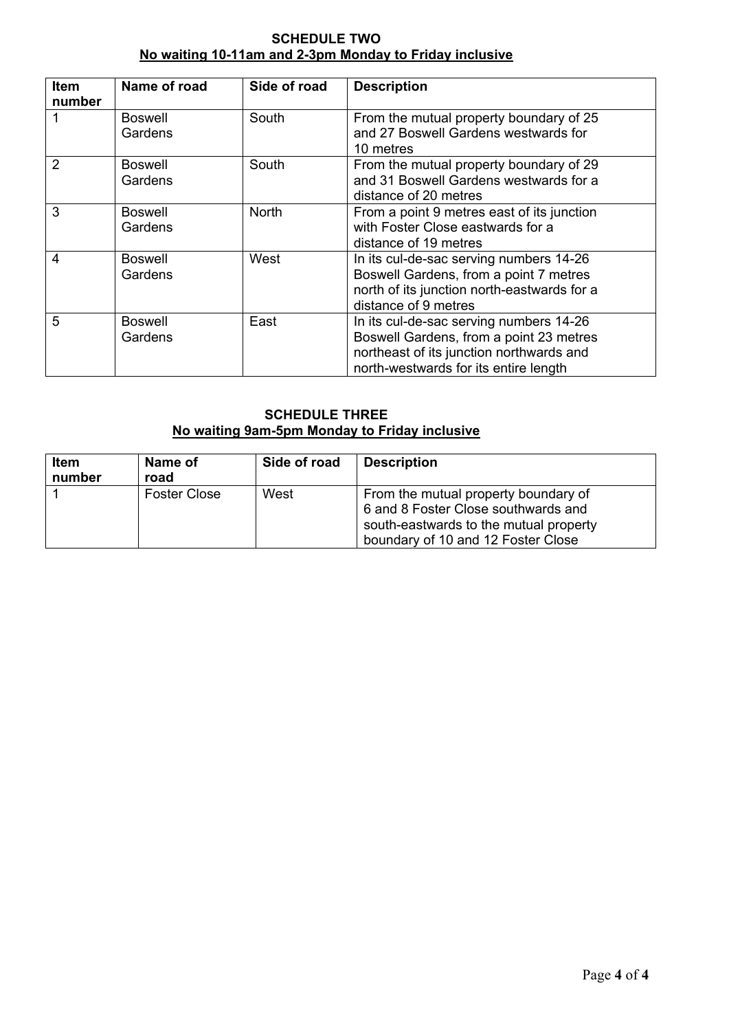## SCHEDULE TWO

**No waiting 10-11am and 2-3pm Monday to Friday inclusive**

| Item number | Name of road | Side of road | Description |
| --- | --- | --- | --- |
| 1 | Boswell Gardens | South | From the mutual property boundary of 25 and 27 Boswell Gardens westwards for 10 metres |
| 2 | Boswell Gardens | South | From the mutual property boundary of 29 and 31 Boswell Gardens westwards for a distance of 20 metres |
| 3 | Boswell Gardens | North | From a point 9 metres east of its junction with Foster Close eastwards for a distance of 19 metres |
| 4 | Boswell Gardens | West | In its cul-de-sac serving numbers 14-26 Boswell Gardens, from a point 7 metres north of its junction north-eastwards for a distance of 9 metres |
| 5 | Boswell Gardens | East | In its cul-de-sac serving numbers 14-26 Boswell Gardens, from a point 23 metres northeast of its junction northwards and north-westwards for its entire length |

## SCHEDULE THREE

**No waiting 9am-5pm Monday to Friday inclusive**

| Item number | Name of road | Side of road | Description |
| --- | --- | --- | --- |
| 1 | Foster Close | West | From the mutual property boundary of 6 and 8 Foster Close southwards and south-eastwards to the mutual property boundary of 10 and 12 Foster Close |